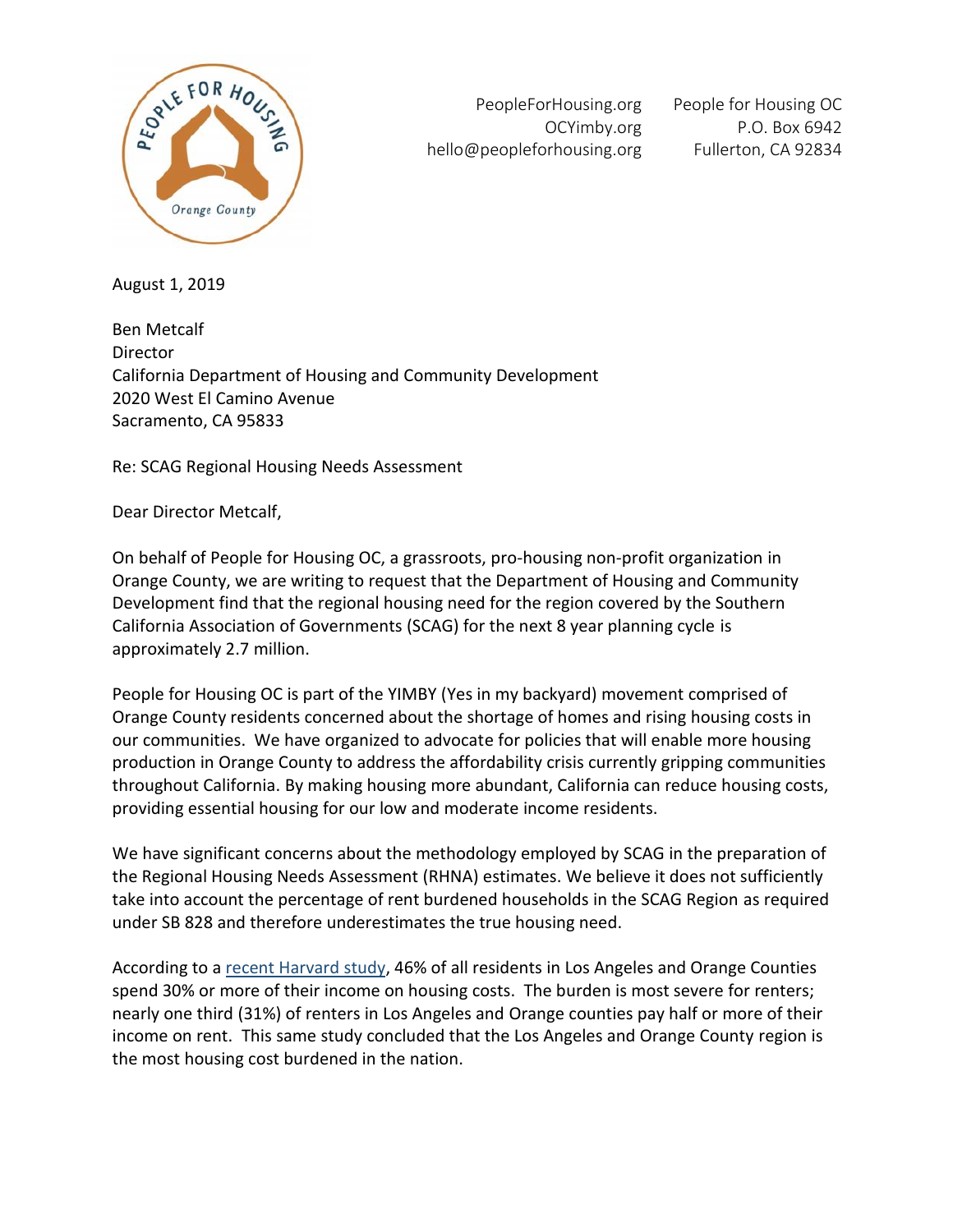PeopleForHousing.org
OCYimby.org
hello@peopleforhousing.org

People for Housing OC
P.O. Box 6942
Fullerton, CA 92834

August 1, 2019

Ben Metcalf
Director
California Department of Housing and Community Development
2020 West El Camino Avenue
Sacramento, CA 95833

Re: SCAG Regional Housing Needs Assessment

Dear Director Metcalf,

On behalf of People for Housing OC, a grassroots, pro-housing non-profit organization in Orange County, we are writing to request that the Department of Housing and Community Development find that the regional housing need for the region covered by the Southern California Association of Governments (SCAG) for the next 8 year planning cycle is approximately 2.7 million.

People for Housing OC is part of the YIMBY (Yes in my backyard) movement comprised of Orange County residents concerned about the shortage of homes and rising housing costs in our communities. We have organized to advocate for policies that will enable more housing production in Orange County to address the affordability crisis currently gripping communities throughout California. By making housing more abundant, California can reduce housing costs, providing essential housing for our low and moderate income residents.

We have significant concerns about the methodology employed by SCAG in the preparation of the Regional Housing Needs Assessment (RHNA) estimates. We believe it does not sufficiently take into account the percentage of rent burdened households in the SCAG Region as required under SB 828 and therefore underestimates the true housing need.

According to a recent Harvard study, 46% of all residents in Los Angeles and Orange Counties spend 30% or more of their income on housing costs. The burden is most severe for renters; nearly one third (31%) of renters in Los Angeles and Orange counties pay half or more of their income on rent. This same study concluded that the Los Angeles and Orange County region is the most housing cost burdened in the nation.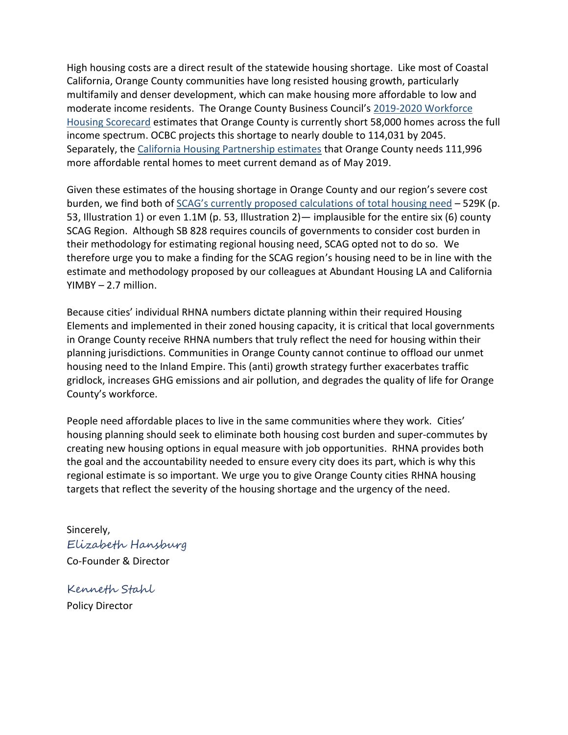High housing costs are a direct result of the statewide housing shortage. Like most of Coastal California, Orange County communities have long resisted housing growth, particularly multifamily and denser development, which can make housing more affordable to low and moderate income residents. The Orange County Business Council's 2019-2020 Workforce Housing Scorecard estimates that Orange County is currently short 58,000 homes across the full income spectrum. OCBC projects this shortage to nearly double to 114,031 by 2045. Separately, the California Housing Partnership estimates that Orange County needs 111,996 more affordable rental homes to meet current demand as of May 2019.

Given these estimates of the housing shortage in Orange County and our region's severe cost burden, we find both of SCAG's currently proposed calculations of total housing need – 529K (p. 53, Illustration 1) or even 1.1M (p. 53, Illustration 2)— implausible for the entire six (6) county SCAG Region. Although SB 828 requires councils of governments to consider cost burden in their methodology for estimating regional housing need, SCAG opted not to do so. We therefore urge you to make a finding for the SCAG region's housing need to be in line with the estimate and methodology proposed by our colleagues at Abundant Housing LA and California YIMBY – 2.7 million.

Because cities' individual RHNA numbers dictate planning within their required Housing Elements and implemented in their zoned housing capacity, it is critical that local governments in Orange County receive RHNA numbers that truly reflect the need for housing within their planning jurisdictions. Communities in Orange County cannot continue to offload our unmet housing need to the Inland Empire. This (anti) growth strategy further exacerbates traffic gridlock, increases GHG emissions and air pollution, and degrades the quality of life for Orange County's workforce.

People need affordable places to live in the same communities where they work. Cities' housing planning should seek to eliminate both housing cost burden and super-commutes by creating new housing options in equal measure with job opportunities. RHNA provides both the goal and the accountability needed to ensure every city does its part, which is why this regional estimate is so important. We urge you to give Orange County cities RHNA housing targets that reflect the severity of the housing shortage and the urgency of the need.

Sincerely,

*Elizabeth Hansburg*

Co-Founder & Director

*Kenneth Stahl*

Policy Director